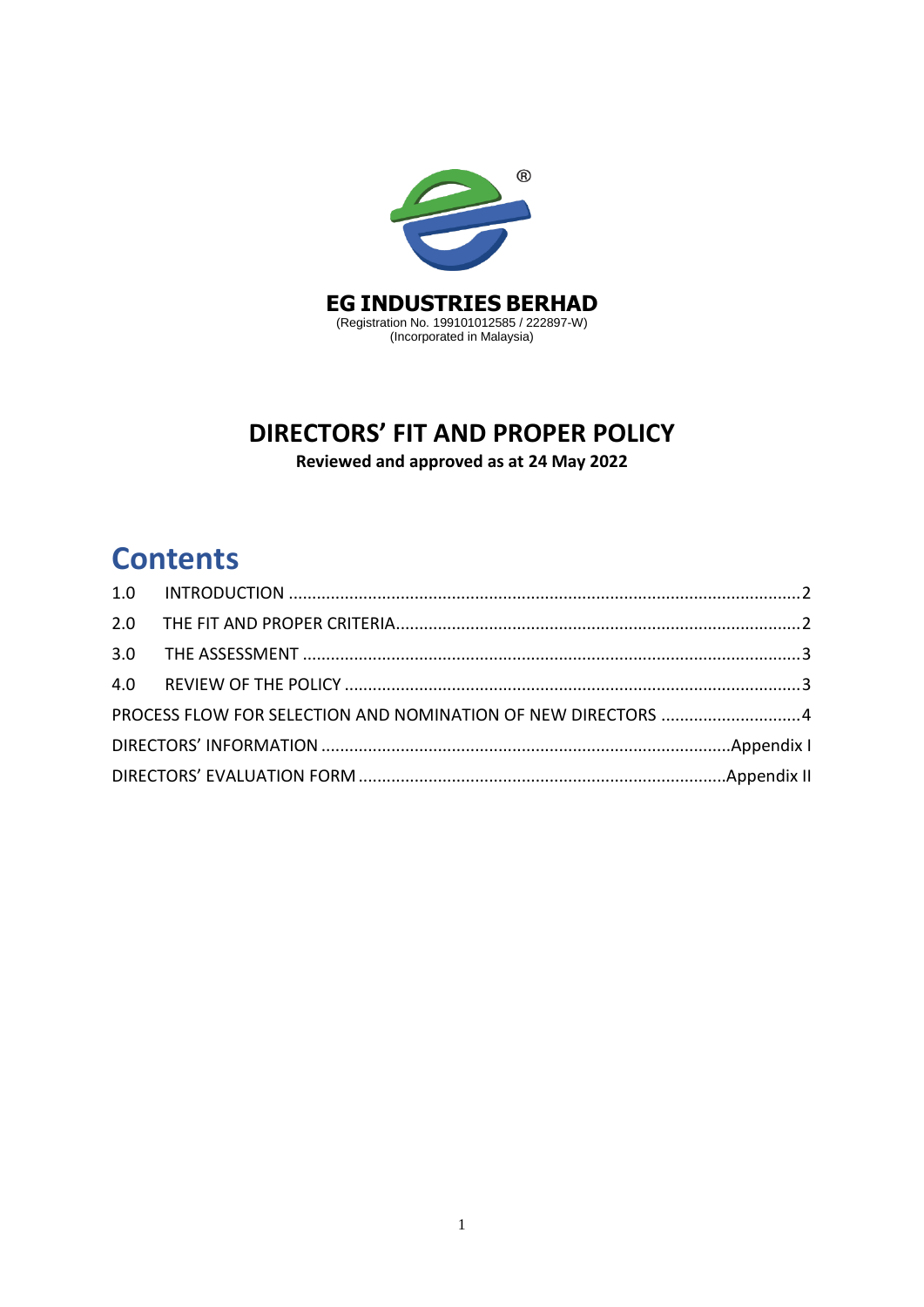**EG INDUSTRIES BERHAD**
(Registration No. 199101012585 / 222897-W)
(Incorporated in Malaysia)

# DIRECTORS' FIT AND PROPER POLICY

**Reviewed and approved as at 24 May 2022**

## Contents

1.0 INTRODUCTION ..... 2
2.0 THE FIT AND PROPER CRITERIA ..... 2
3.0 THE ASSESSMENT ..... 3
4.0 REVIEW OF THE POLICY ..... 3
PROCESS FLOW FOR SELECTION AND NOMINATION OF NEW DIRECTORS ..... 4
DIRECTORS' INFORMATION ..... Appendix I
DIRECTORS' EVALUATION FORM ..... Appendix II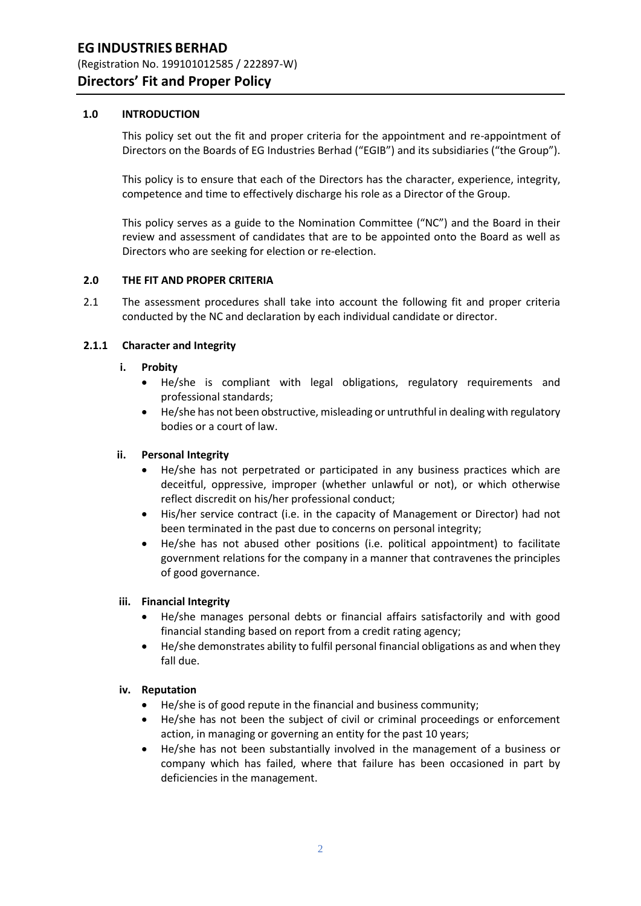## 1.0 INTRODUCTION

This policy set out the fit and proper criteria for the appointment and re-appointment of Directors on the Boards of EG Industries Berhad ("EGIB") and its subsidiaries ("the Group").

This policy is to ensure that each of the Directors has the character, experience, integrity, competence and time to effectively discharge his role as a Director of the Group.

This policy serves as a guide to the Nomination Committee ("NC") and the Board in their review and assessment of candidates that are to be appointed onto the Board as well as Directors who are seeking for election or re-election.

## 2.0 THE FIT AND PROPER CRITERIA

2.1 The assessment procedures shall take into account the following fit and proper criteria conducted by the NC and declaration by each individual candidate or director.

### 2.1.1 Character and Integrity

**i. Probity**

- He/she is compliant with legal obligations, regulatory requirements and professional standards;
- He/she has not been obstructive, misleading or untruthful in dealing with regulatory bodies or a court of law.

**ii. Personal Integrity**

- He/she has not perpetrated or participated in any business practices which are deceitful, oppressive, improper (whether unlawful or not), or which otherwise reflect discredit on his/her professional conduct;
- His/her service contract (i.e. in the capacity of Management or Director) had not been terminated in the past due to concerns on personal integrity;
- He/she has not abused other positions (i.e. political appointment) to facilitate government relations for the company in a manner that contravenes the principles of good governance.

**iii. Financial Integrity**

- He/she manages personal debts or financial affairs satisfactorily and with good financial standing based on report from a credit rating agency;
- He/she demonstrates ability to fulfil personal financial obligations as and when they fall due.

**iv. Reputation**

- He/she is of good repute in the financial and business community;
- He/she has not been the subject of civil or criminal proceedings or enforcement action, in managing or governing an entity for the past 10 years;
- He/she has not been substantially involved in the management of a business or company which has failed, where that failure has been occasioned in part by deficiencies in the management.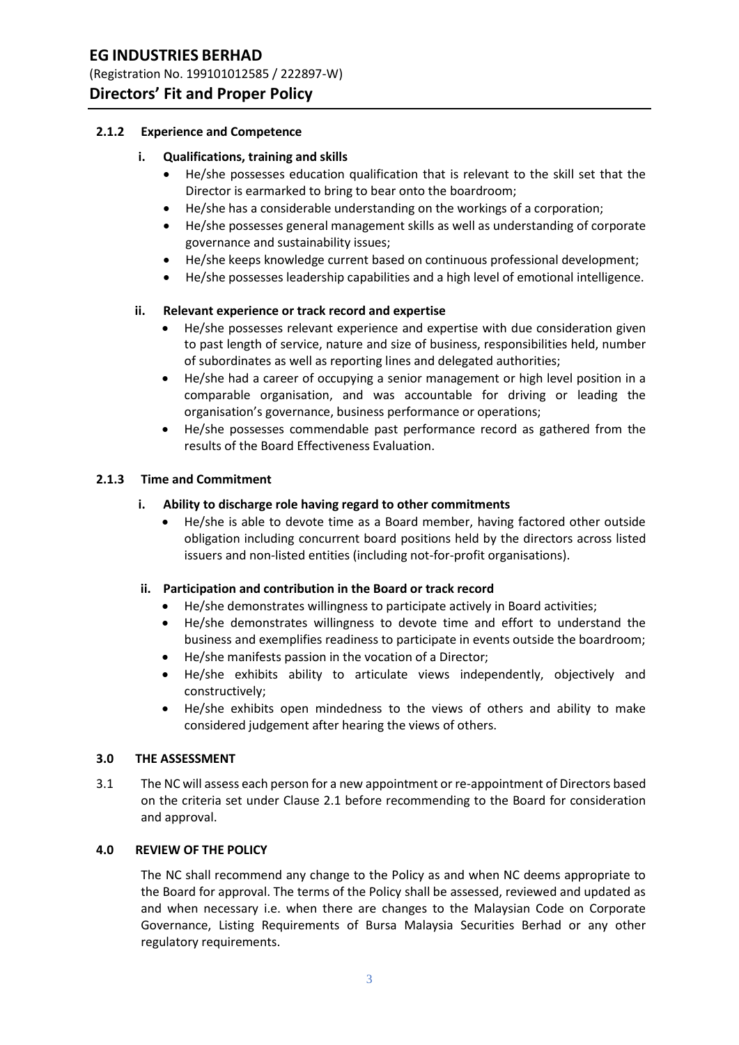#### 2.1.2 Experience and Competence

**i. Qualifications, training and skills**

- He/she possesses education qualification that is relevant to the skill set that the Director is earmarked to bring to bear onto the boardroom;
- He/she has a considerable understanding on the workings of a corporation;
- He/she possesses general management skills as well as understanding of corporate governance and sustainability issues;
- He/she keeps knowledge current based on continuous professional development;
- He/she possesses leadership capabilities and a high level of emotional intelligence.

**ii. Relevant experience or track record and expertise**

- He/she possesses relevant experience and expertise with due consideration given to past length of service, nature and size of business, responsibilities held, number of subordinates as well as reporting lines and delegated authorities;
- He/she had a career of occupying a senior management or high level position in a comparable organisation, and was accountable for driving or leading the organisation's governance, business performance or operations;
- He/she possesses commendable past performance record as gathered from the results of the Board Effectiveness Evaluation.

#### 2.1.3 Time and Commitment

**i. Ability to discharge role having regard to other commitments**

- He/she is able to devote time as a Board member, having factored other outside obligation including concurrent board positions held by the directors across listed issuers and non-listed entities (including not-for-profit organisations).

**ii. Participation and contribution in the Board or track record**

- He/she demonstrates willingness to participate actively in Board activities;
- He/she demonstrates willingness to devote time and effort to understand the business and exemplifies readiness to participate in events outside the boardroom;
- He/she manifests passion in the vocation of a Director;
- He/she exhibits ability to articulate views independently, objectively and constructively;
- He/she exhibits open mindedness to the views of others and ability to make considered judgement after hearing the views of others.

## 3.0 THE ASSESSMENT

3.1 The NC will assess each person for a new appointment or re-appointment of Directors based on the criteria set under Clause 2.1 before recommending to the Board for consideration and approval.

## 4.0 REVIEW OF THE POLICY

The NC shall recommend any change to the Policy as and when NC deems appropriate to the Board for approval. The terms of the Policy shall be assessed, reviewed and updated as and when necessary i.e. when there are changes to the Malaysian Code on Corporate Governance, Listing Requirements of Bursa Malaysia Securities Berhad or any other regulatory requirements.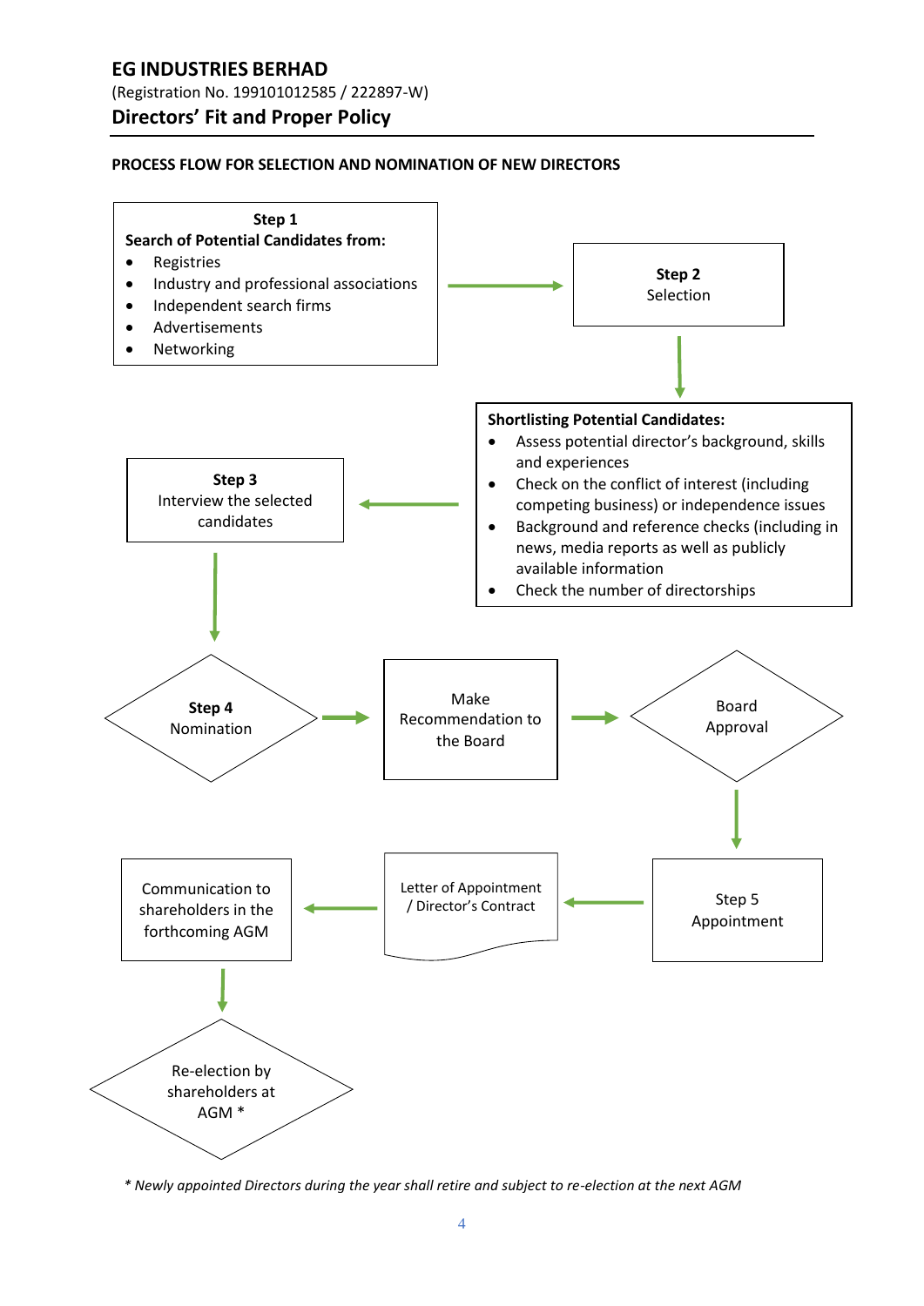**PROCESS FLOW FOR SELECTION AND NOMINATION OF NEW DIRECTORS**

**Step 1**
**Search of Potential Candidates from:**

- Registries
- Industry and professional associations
- Independent search firms
- Advertisements
- Networking

→

**Step 2**
Selection

↓

**Shortlisting Potential Candidates:**

- Assess potential director's background, skills and experiences
- Check on the conflict of interest (including competing business) or independence issues
- Background and reference checks (including in news, media reports as well as publicly available information
- Check the number of directorships

→

**Step 3**
Interview the selected candidates

↓

**Step 4**
Nomination

→

Make Recommendation to the Board

→

Board Approval

↓

Step 5
Appointment

→

Letter of Appointment / Director's Contract

→

Communication to shareholders in the forthcoming AGM

↓

Re-election by shareholders at AGM *

*\* Newly appointed Directors during the year shall retire and subject to re-election at the next AGM*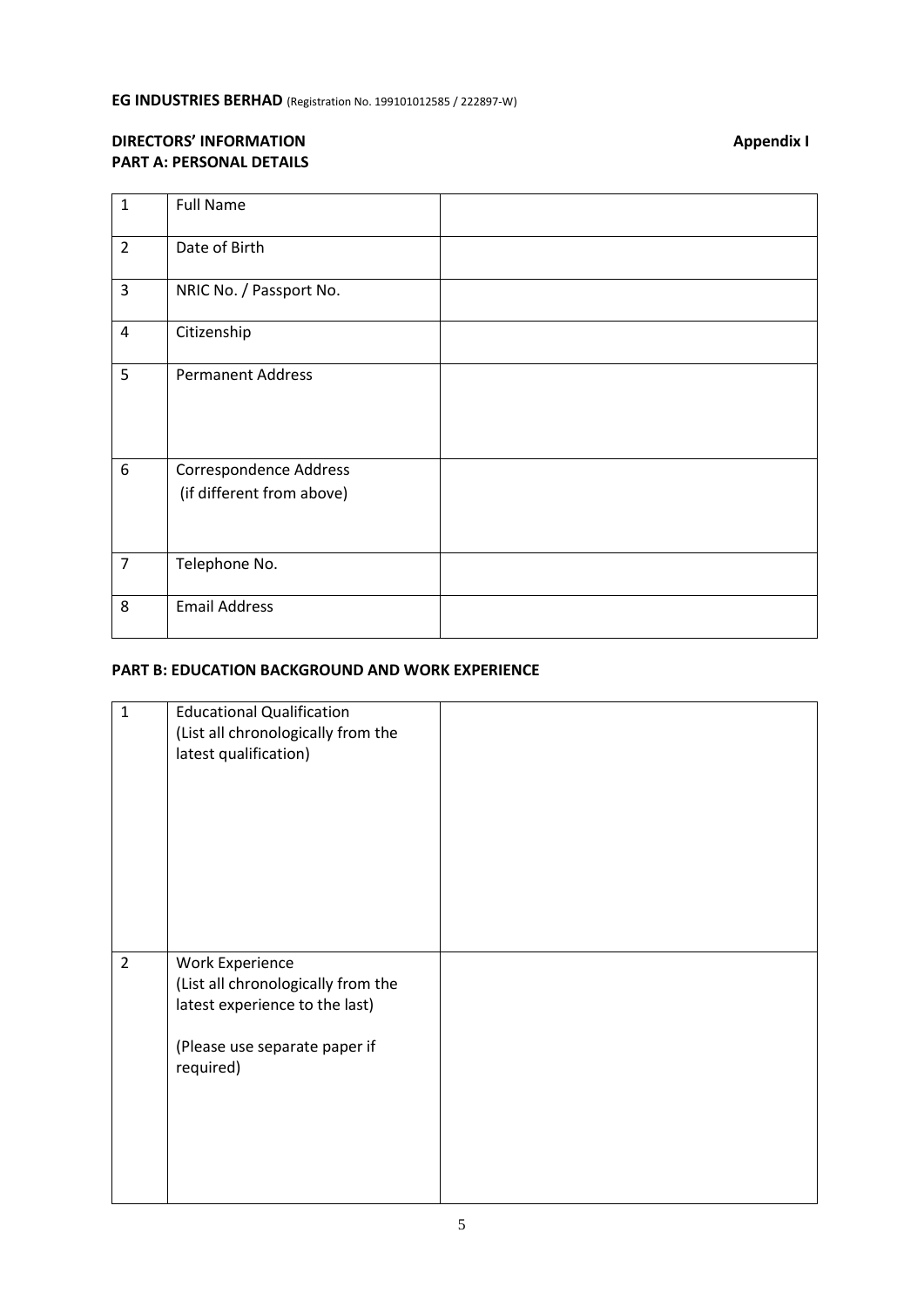**EG INDUSTRIES BERHAD** (Registration No. 199101012585 / 222897-W)

**DIRECTORS' INFORMATION** **Appendix I**

**PART A: PERSONAL DETAILS**

| | | |
|---|---|---|
| 1 | Full Name | |
| 2 | Date of Birth | |
| 3 | NRIC No. / Passport No. | |
| 4 | Citizenship | |
| 5 | Permanent Address | |
| 6 | Correspondence Address (if different from above) | |
| 7 | Telephone No. | |
| 8 | Email Address | |

**PART B: EDUCATION BACKGROUND AND WORK EXPERIENCE**

| | | |
|---|---|---|
| 1 | Educational Qualification (List all chronologically from the latest qualification) | |
| 2 | Work Experience (List all chronologically from the latest experience to the last) (Please use separate paper if required) | |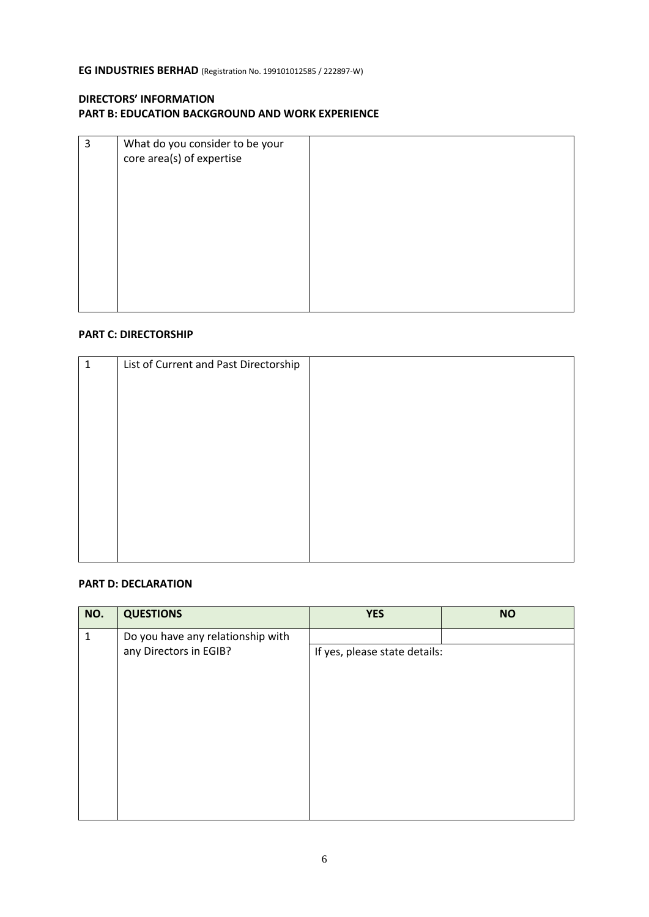**EG INDUSTRIES BERHAD** (Registration No. 199101012585 / 222897-W)

**DIRECTORS' INFORMATION**
**PART B: EDUCATION BACKGROUND AND WORK EXPERIENCE**

| | | |
|---|---|---|
| 3 | What do you consider to be your core area(s) of expertise | |

**PART C: DIRECTORSHIP**

| | | |
|---|---|---|
| 1 | List of Current and Past Directorship | |

**PART D: DECLARATION**

| NO. | QUESTIONS | YES | NO |
|---|---|---|---|
| 1 | Do you have any relationship with any Directors in EGIB? | | |
| | | If yes, please state details: | |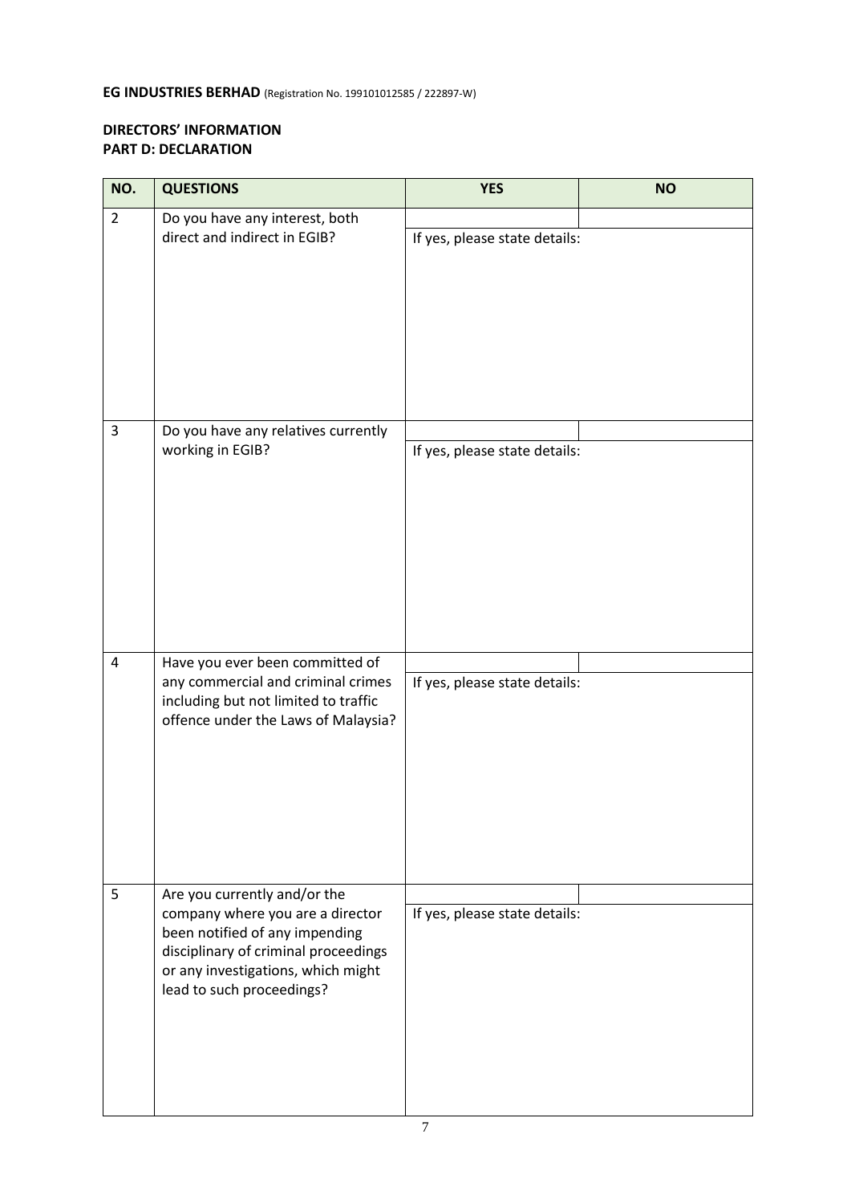**EG INDUSTRIES BERHAD** (Registration No. 199101012585 / 222897-W)

**DIRECTORS' INFORMATION**
**PART D: DECLARATION**

| NO. | QUESTIONS | YES | NO |
|---|---|---|---|
| 2 | Do you have any interest, both direct and indirect in EGIB? | | |
| | | If yes, please state details: | |
| 3 | Do you have any relatives currently working in EGIB? | | |
| | | If yes, please state details: | |
| 4 | Have you ever been committed of any commercial and criminal crimes including but not limited to traffic offence under the Laws of Malaysia? | | |
| | | If yes, please state details: | |
| 5 | Are you currently and/or the company where you are a director been notified of any impending disciplinary of criminal proceedings or any investigations, which might lead to such proceedings? | | |
| | | If yes, please state details: | |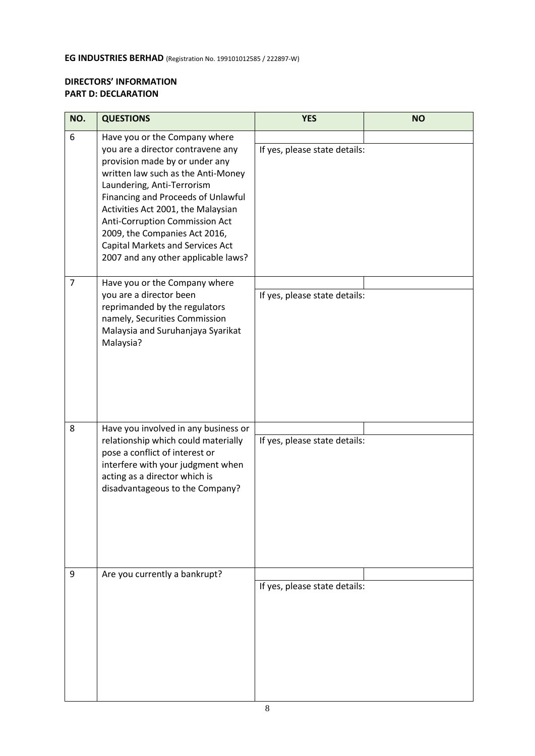**EG INDUSTRIES BERHAD** (Registration No. 199101012585 / 222897-W)

**DIRECTORS' INFORMATION**
**PART D: DECLARATION**

| NO. | QUESTIONS | YES | NO |
|---|---|---|---|
| 6 | Have you or the Company where you are a director contravene any provision made by or under any written law such as the Anti-Money Laundering, Anti-Terrorism Financing and Proceeds of Unlawful Activities Act 2001, the Malaysian Anti-Corruption Commission Act 2009, the Companies Act 2016, Capital Markets and Services Act 2007 and any other applicable laws? | | |
| | | If yes, please state details: | |
| 7 | Have you or the Company where you are a director been reprimanded by the regulators namely, Securities Commission Malaysia and Suruhanjaya Syarikat Malaysia? | | |
| | | If yes, please state details: | |
| 8 | Have you involved in any business or relationship which could materially pose a conflict of interest or interfere with your judgment when acting as a director which is disadvantageous to the Company? | | |
| | | If yes, please state details: | |
| 9 | Are you currently a bankrupt? | | |
| | | If yes, please state details: | |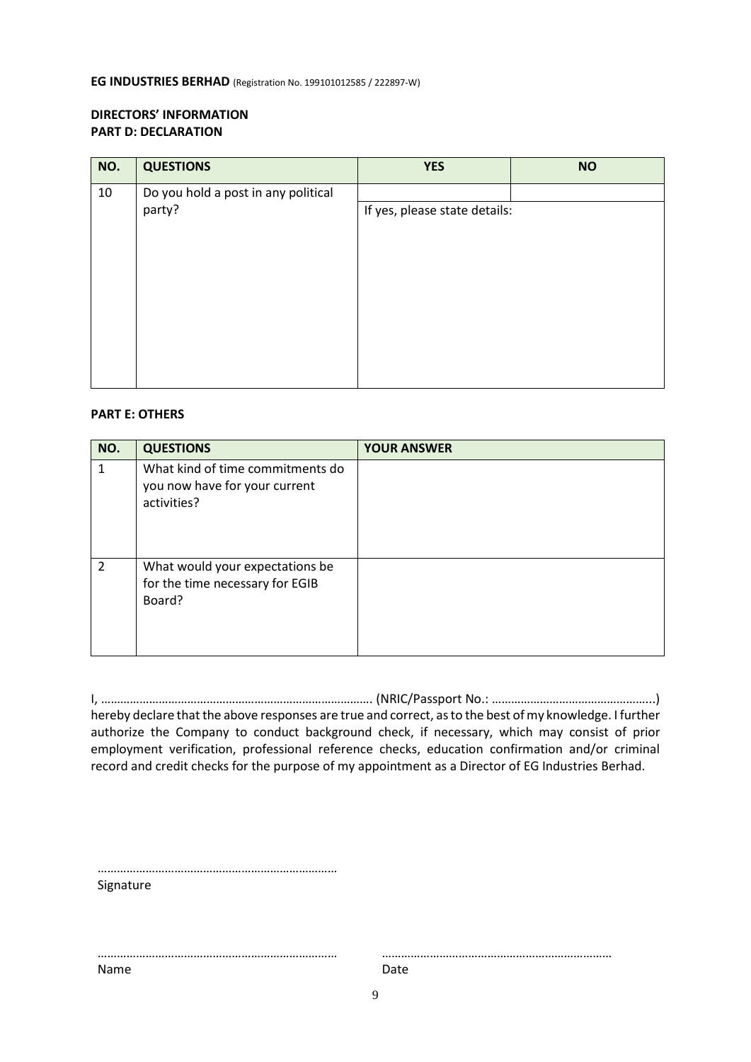**EG INDUSTRIES BERHAD** (Registration No. 199101012585 / 222897-W)

**DIRECTORS' INFORMATION**
**PART D: DECLARATION**

| NO. | QUESTIONS | YES | NO |
|---|---|---|---|
| 10 | Do you hold a post in any political party? | | |
| | | If yes, please state details: | |

**PART E: OTHERS**

| NO. | QUESTIONS | YOUR ANSWER |
|---|---|---|
| 1 | What kind of time commitments do you now have for your current activities? | |
| 2 | What would your expectations be for the time necessary for EGIB Board? | |

I, ………………………………………………………………………. (NRIC/Passport No.: …………………………………………..) hereby declare that the above responses are true and correct, as to the best of my knowledge. I further authorize the Company to conduct background check, if necessary, which may consist of prior employment verification, professional reference checks, education confirmation and/or criminal record and credit checks for the purpose of my appointment as a Director of EG Industries Berhad.

…………………………………………………………………
Signature

…………………………………………………………………
Name

…………………………………………………………………
Date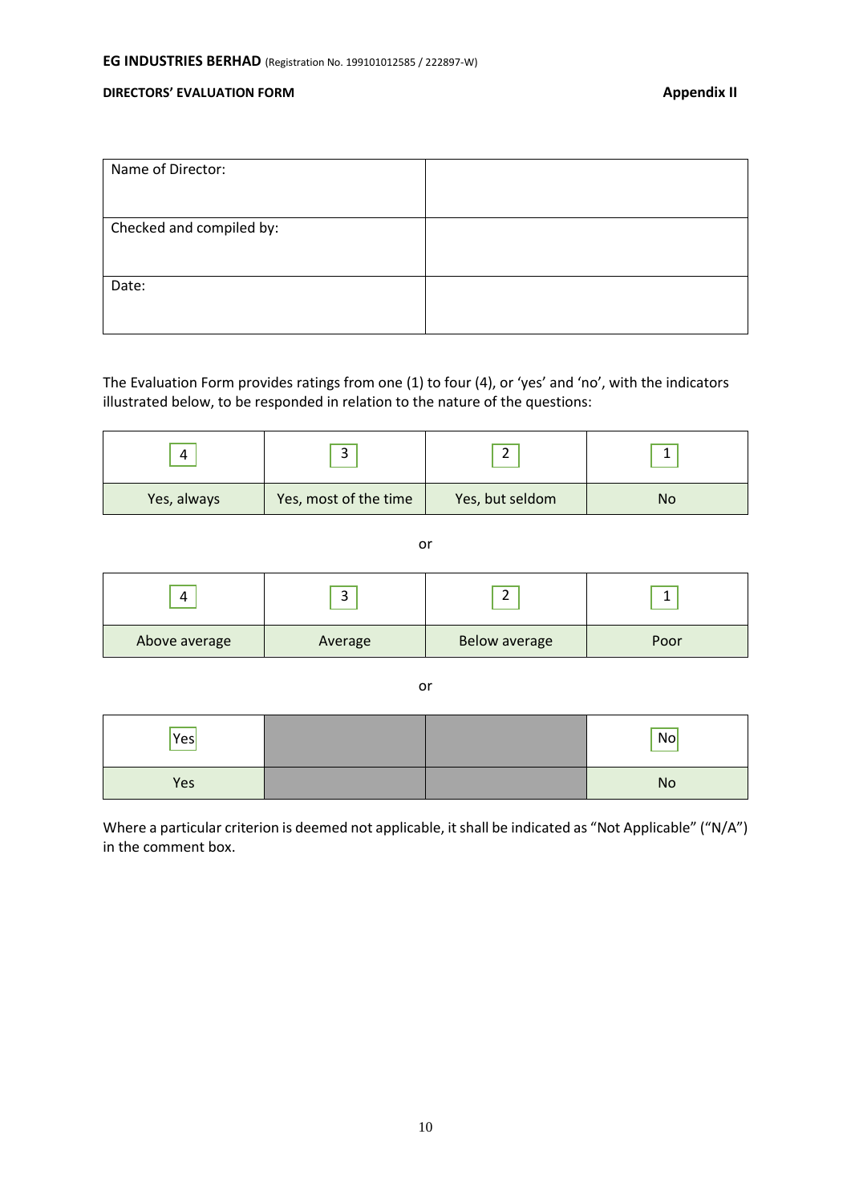**EG INDUSTRIES BERHAD** (Registration No. 199101012585 / 222897-W)

**DIRECTORS' EVALUATION FORM** **Appendix II**

| Name of Director: | |
|---|---|
| Checked and compiled by: | |
| Date: | |

The Evaluation Form provides ratings from one (1) to four (4), or 'yes' and 'no', with the indicators illustrated below, to be responded in relation to the nature of the questions:

| 4 | 3 | 2 | 1 |
|---|---|---|---|
| Yes, always | Yes, most of the time | Yes, but seldom | No |

or

| 4 | 3 | 2 | 1 |
|---|---|---|---|
| Above average | Average | Below average | Poor |

or

| Yes | | | No |
|---|---|---|---|
| Yes | | | No |

Where a particular criterion is deemed not applicable, it shall be indicated as "Not Applicable" ("N/A") in the comment box.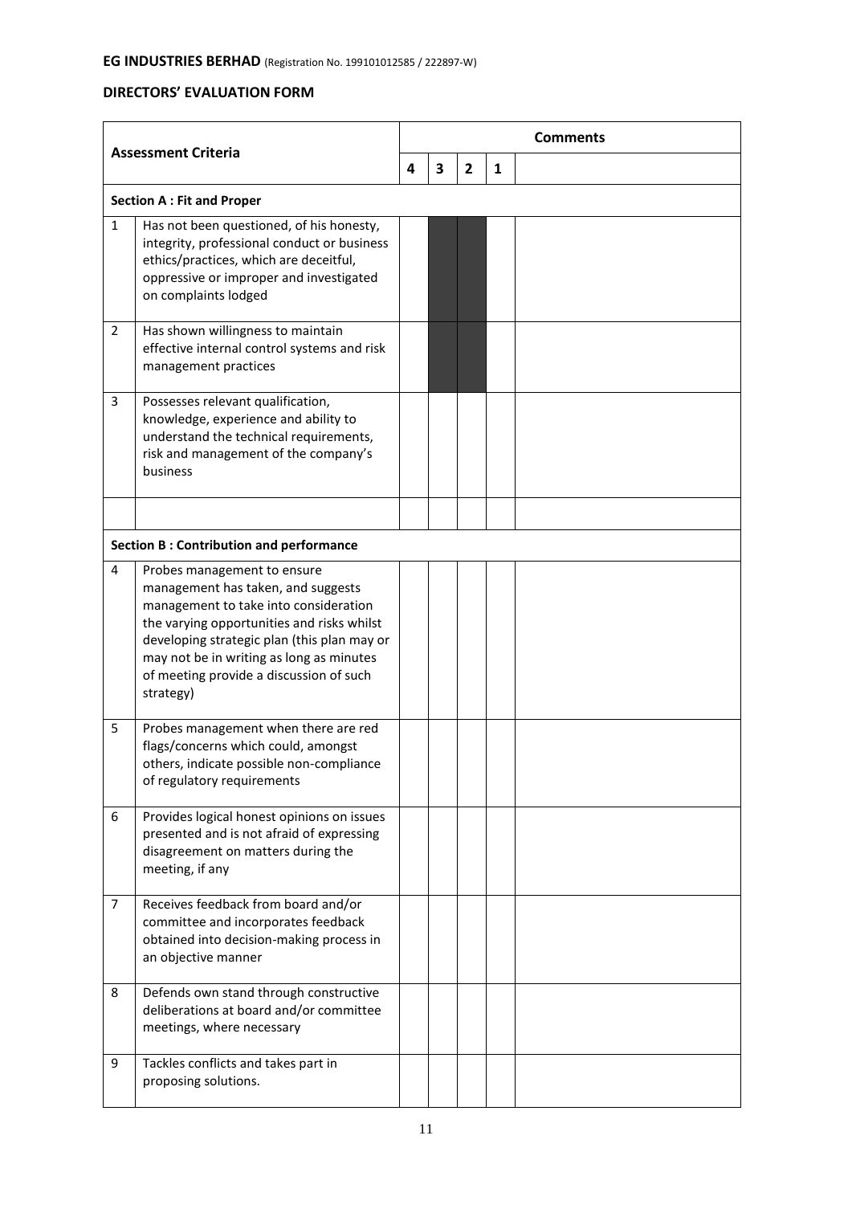**EG INDUSTRIES BERHAD** (Registration No. 199101012585 / 222897-W)

**DIRECTORS' EVALUATION FORM**

| | Assessment Criteria | 4 | 3 | 2 | 1 | Comments |
|---|---|---|---|---|---|---|
| **Section A : Fit and Proper** | | | | | | |
| 1 | Has not been questioned, of his honesty, integrity, professional conduct or business ethics/practices, which are deceitful, oppressive or improper and investigated on complaints lodged | | | | | |
| 2 | Has shown willingness to maintain effective internal control systems and risk management practices | | | | | |
| 3 | Possesses relevant qualification, knowledge, experience and ability to understand the technical requirements, risk and management of the company's business | | | | | |
| | | | | | | |
| **Section B : Contribution and performance** | | | | | | |
| 4 | Probes management to ensure management has taken, and suggests management to take into consideration the varying opportunities and risks whilst developing strategic plan (this plan may or may not be in writing as long as minutes of meeting provide a discussion of such strategy) | | | | | |
| 5 | Probes management when there are red flags/concerns which could, amongst others, indicate possible non-compliance of regulatory requirements | | | | | |
| 6 | Provides logical honest opinions on issues presented and is not afraid of expressing disagreement on matters during the meeting, if any | | | | | |
| 7 | Receives feedback from board and/or committee and incorporates feedback obtained into decision-making process in an objective manner | | | | | |
| 8 | Defends own stand through constructive deliberations at board and/or committee meetings, where necessary | | | | | |
| 9 | Tackles conflicts and takes part in proposing solutions. | | | | | |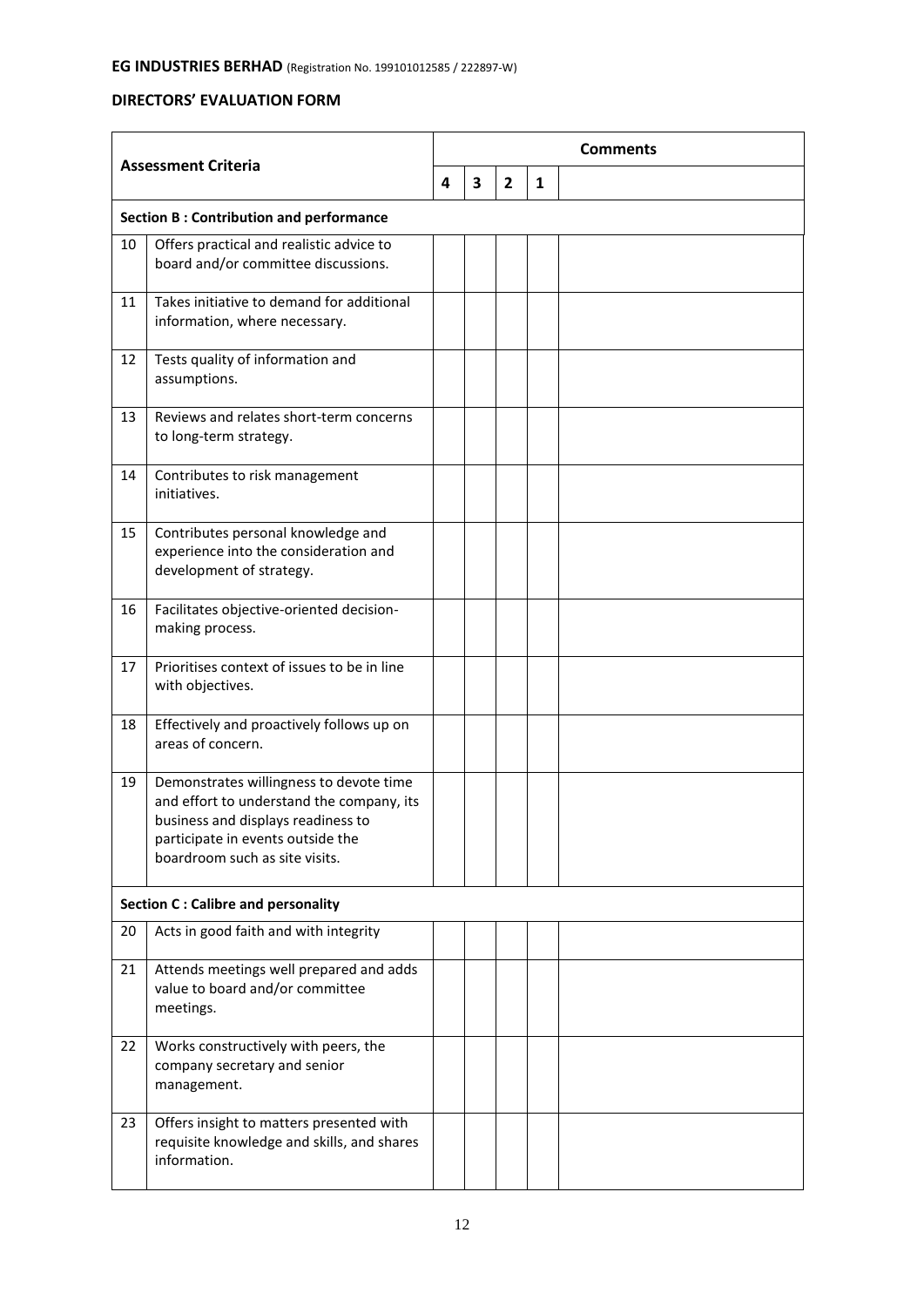**EG INDUSTRIES BERHAD** (Registration No. 199101012585 / 222897-W)

**DIRECTORS' EVALUATION FORM**

| Assessment Criteria | | 4 | 3 | 2 | 1 | Comments |
|---|---|---|---|---|---|---|
| **Section B : Contribution and performance** | | | | | | |
| 10 | Offers practical and realistic advice to board and/or committee discussions. | | | | | |
| 11 | Takes initiative to demand for additional information, where necessary. | | | | | |
| 12 | Tests quality of information and assumptions. | | | | | |
| 13 | Reviews and relates short-term concerns to long-term strategy. | | | | | |
| 14 | Contributes to risk management initiatives. | | | | | |
| 15 | Contributes personal knowledge and experience into the consideration and development of strategy. | | | | | |
| 16 | Facilitates objective-oriented decision-making process. | | | | | |
| 17 | Prioritises context of issues to be in line with objectives. | | | | | |
| 18 | Effectively and proactively follows up on areas of concern. | | | | | |
| 19 | Demonstrates willingness to devote time and effort to understand the company, its business and displays readiness to participate in events outside the boardroom such as site visits. | | | | | |
| **Section C : Calibre and personality** | | | | | | |
| 20 | Acts in good faith and with integrity | | | | | |
| 21 | Attends meetings well prepared and adds value to board and/or committee meetings. | | | | | |
| 22 | Works constructively with peers, the company secretary and senior management. | | | | | |
| 23 | Offers insight to matters presented with requisite knowledge and skills, and shares information. | | | | | |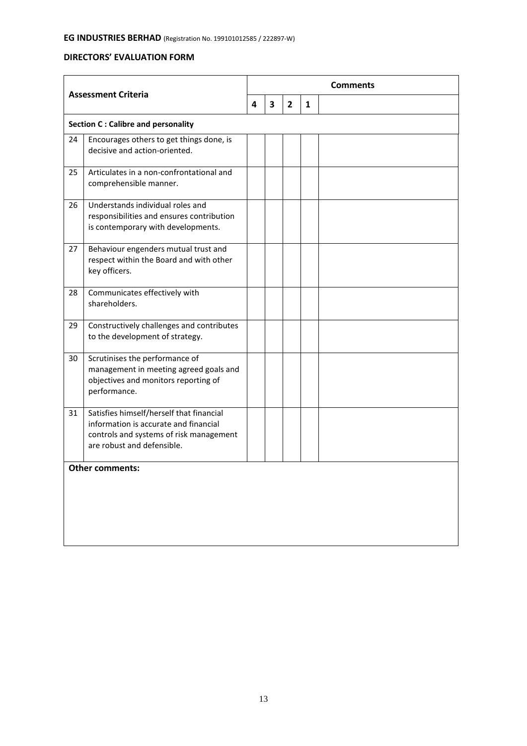**EG INDUSTRIES BERHAD** (Registration No. 199101012585 / 222897-W)

**DIRECTORS' EVALUATION FORM**

| Assessment Criteria | | 4 | 3 | 2 | 1 | Comments |
|---|---|---|---|---|---|---|
| **Section C : Calibre and personality** | | | | | | |
| 24 | Encourages others to get things done, is decisive and action-oriented. | | | | | |
| 25 | Articulates in a non-confrontational and comprehensible manner. | | | | | |
| 26 | Understands individual roles and responsibilities and ensures contribution is contemporary with developments. | | | | | |
| 27 | Behaviour engenders mutual trust and respect within the Board and with other key officers. | | | | | |
| 28 | Communicates effectively with shareholders. | | | | | |
| 29 | Constructively challenges and contributes to the development of strategy. | | | | | |
| 30 | Scrutinises the performance of management in meeting agreed goals and objectives and monitors reporting of performance. | | | | | |
| 31 | Satisfies himself/herself that financial information is accurate and financial controls and systems of risk management are robust and defensible. | | | | | |
| **Other comments:** | | | | | | |